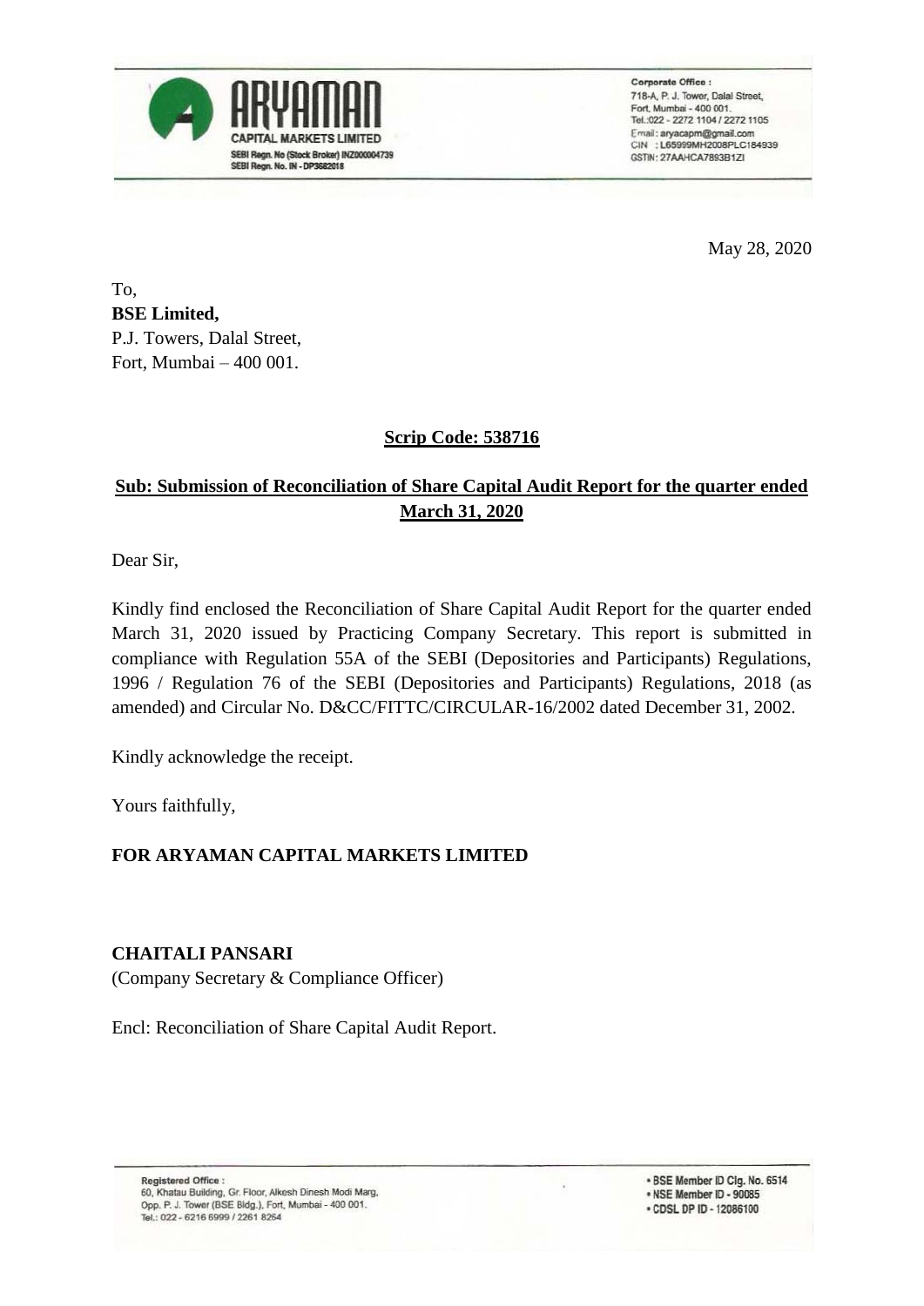ARYAMAN
CAPITAL MARKETS LIMITED
SEBI Regn. No (Stock Broker) INZ000004739
SEBI Regn. No. IN - DP3682018

Corporate Office :
718-A, P. J. Tower, Dalal Street,
Fort, Mumbai - 400 001.
Tel.:022 - 2272 1104 / 2272 1105
Email : aryacapm@gmail.com
CIN : L65999MH2008PLC184939
GSTIN : 27AAHCA7893B1ZI

May 28, 2020

To,
**BSE Limited,**
P.J. Towers, Dalal Street,
Fort, Mumbai – 400 001.

**Scrip Code: 538716**

**Sub: Submission of Reconciliation of Share Capital Audit Report for the quarter ended March 31, 2020**

Dear Sir,

Kindly find enclosed the Reconciliation of Share Capital Audit Report for the quarter ended March 31, 2020 issued by Practicing Company Secretary. This report is submitted in compliance with Regulation 55A of the SEBI (Depositories and Participants) Regulations, 1996 / Regulation 76 of the SEBI (Depositories and Participants) Regulations, 2018 (as amended) and Circular No. D&CC/FITTC/CIRCULAR-16/2002 dated December 31, 2002.

Kindly acknowledge the receipt.

Yours faithfully,

**FOR ARYAMAN CAPITAL MARKETS LIMITED**

**CHAITALI PANSARI**
(Company Secretary & Compliance Officer)

Encl: Reconciliation of Share Capital Audit Report.

Registered Office :
60, Khatau Building, Gr. Floor, Alkesh Dinesh Modi Marg,
Opp. P. J. Tower (BSE Bldg.), Fort, Mumbai - 400 001.
Tel.: 022 - 6216 6999 / 2261 8264

- BSE Member ID Clg. No. 6514
- NSE Member ID - 90085
- CDSL DP ID - 12086100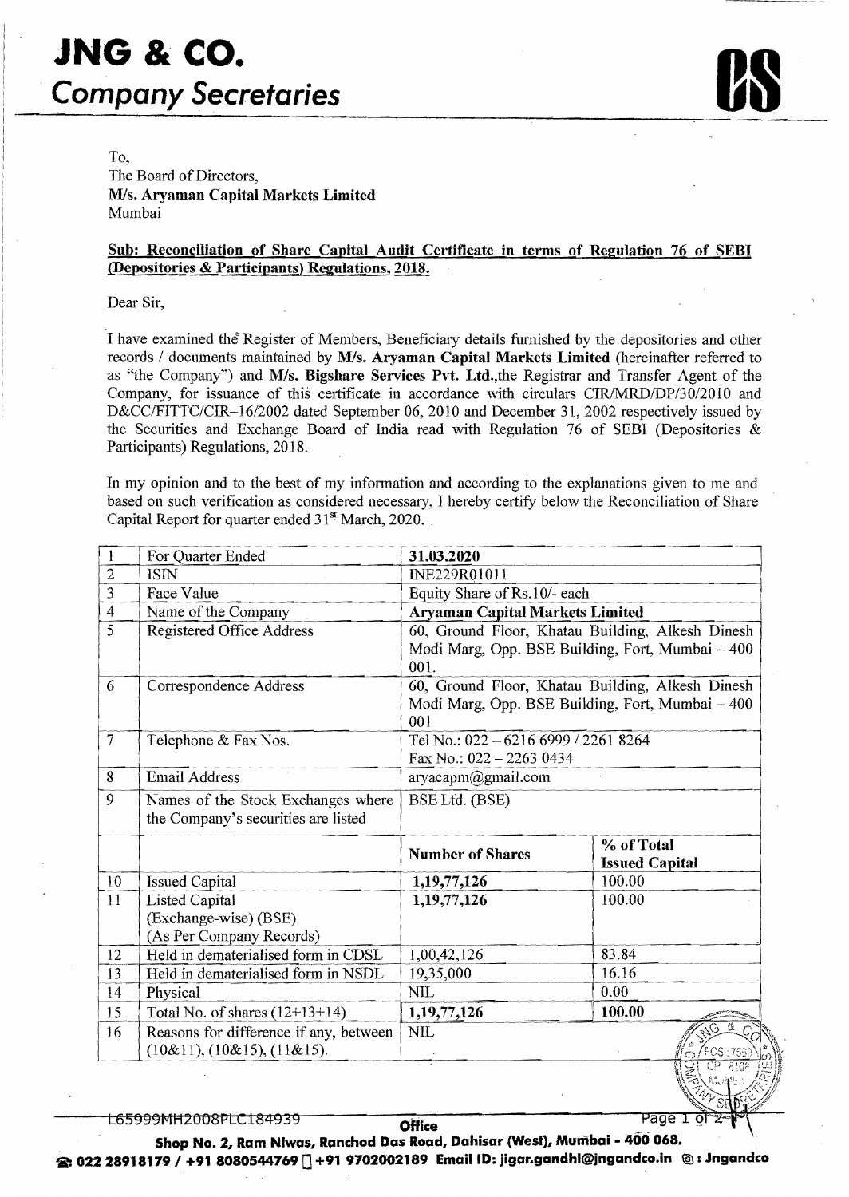# JNG & CO.
## Company Secretaries

To,
The Board of Directors,
**M/s. Aryaman Capital Markets Limited**
Mumbai

**Sub: Reconciliation of Share Capital Audit Certificate in terms of Regulation 76 of SEBI (Depositories & Participants) Regulations, 2018.**

Dear Sir,

I have examined the Register of Members, Beneficiary details furnished by the depositories and other records / documents maintained by **M/s. Aryaman Capital Markets Limited** (hereinafter referred to as "the Company") and **M/s. Bigshare Services Pvt. Ltd.**,the Registrar and Transfer Agent of the Company, for issuance of this certificate in accordance with circulars CIR/MRD/DP/30/2010 and D&CC/FITTC/CIR–16/2002 dated September 06, 2010 and December 31, 2002 respectively issued by the Securities and Exchange Board of India read with Regulation 76 of SEBI (Depositories & Participants) Regulations, 2018.

In my opinion and to the best of my information and according to the explanations given to me and based on such verification as considered necessary, I hereby certify below the Reconciliation of Share Capital Report for quarter ended 31st March, 2020.

| | | | |
|---|---|---|---|
| 1 | For Quarter Ended | **31.03.2020** | |
| 2 | ISIN | INE229R01011 | |
| 3 | Face Value | Equity Share of Rs.10/- each | |
| 4 | Name of the Company | **Aryaman Capital Markets Limited** | |
| 5 | Registered Office Address | 60, Ground Floor, Khatau Building, Alkesh Dinesh Modi Marg, Opp. BSE Building, Fort, Mumbai – 400 001. | |
| 6 | Correspondence Address | 60, Ground Floor, Khatau Building, Alkesh Dinesh Modi Marg, Opp. BSE Building, Fort, Mumbai – 400 001 | |
| 7 | Telephone & Fax Nos. | Tel No.: 022 – 6216 6999 / 2261 8264<br>Fax No.: 022 – 2263 0434 | |
| 8 | Email Address | aryacapm@gmail.com | |
| 9 | Names of the Stock Exchanges where the Company's securities are listed | BSE Ltd. (BSE) | |
| | | **Number of Shares** | **% of Total Issued Capital** |
| 10 | Issued Capital | **1,19,77,126** | 100.00 |
| 11 | Listed Capital (Exchange-wise) (BSE) (As Per Company Records) | **1,19,77,126** | 100.00 |
| 12 | Held in dematerialised form in CDSL | 1,00,42,126 | 83.84 |
| 13 | Held in dematerialised form in NSDL | 19,35,000 | 16.16 |
| 14 | Physical | NIL | 0.00 |
| 15 | Total No. of shares (12+13+14) | **1,19,77,126** | **100.00** |
| 16 | Reasons for difference if any, between (10&11), (10&15), (11&15). | NIL | |

L65999MH2008PLC184939

**Office**
**Shop No. 2, Ram Niwas, Ranchod Das Road, Dahisar (West), Mumbai - 400 068.**
**022 28918179 / +91 8080544769 / +91 9702002189 Email ID: jigar.gandhi@jngandco.in : Jngandco**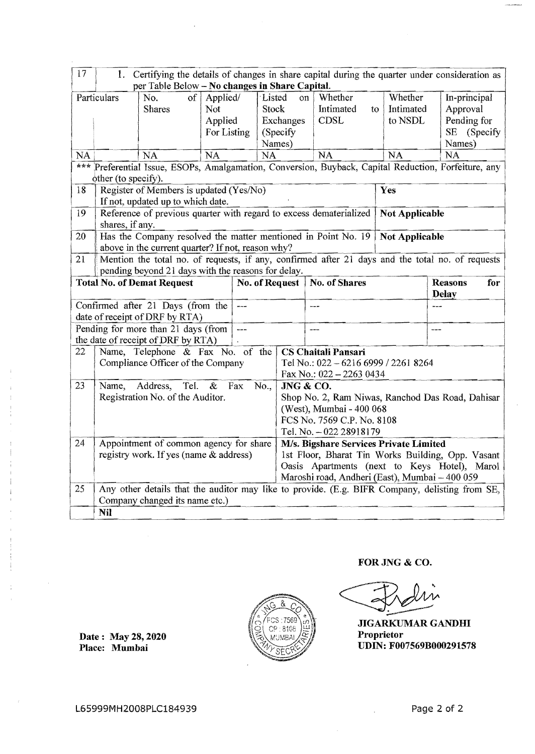| | | | | | | | |
|---|---|---|---|---|---|---|---|
| 17 | 1. Certifying the details of changes in share capital during the quarter under consideration as per Table Below – **No changes in Share Capital.** | | | | | | |
| Particulars | No. of Shares | Applied/ Not Applied For Listing | Listed on Stock Exchanges (Specify Names) | Whether Intimated to CDSL | Whether Intimated to NSDL | In-principal Approval Pending for SE (Specify Names) | |
| NA | NA | NA | NA | NA | NA | NA | |

*** Preferential Issue, ESOPs, Amalgamation, Conversion, Buyback, Capital Reduction, Forfeiture, any other (to specify).

| | | |
|---|---|---|
| 18 | Register of Members is updated (Yes/No) If not, updated up to which date. | **Yes** |
| 19 | Reference of previous quarter with regard to excess dematerialized shares, if any. | **Not Applicable** |
| 20 | Has the Company resolved the matter mentioned in Point No. 19 above in the current quarter? If not, reason why? | **Not Applicable** |
| 21 | Mention the total no. of requests, if any, confirmed after 21 days and the total no. of requests pending beyond 21 days with the reasons for delay. | |

| Total No. of Demat Request | No. of Request | No. of Shares | Reasons for Delay |
|---|---|---|---|
| Confirmed after 21 Days (from the date of receipt of DRF by RTA) | --- | --- | --- |
| Pending for more than 21 days (from the date of receipt of DRF by RTA) | --- | --- | --- |

| | | |
|---|---|---|
| 22 | Name, Telephone & Fax No. of the Compliance Officer of the Company | **CS Chaitali Pansari**<br>Tel No.: 022 – 6216 6999 / 2261 8264<br>Fax No.: 022 – 2263 0434 |
| 23 | Name, Address, Tel. & Fax No., Registration No. of the Auditor. | **JNG & CO.**<br>Shop No. 2, Ram Niwas, Ranchod Das Road, Dahisar (West), Mumbai - 400 068<br>FCS No. 7569 C.P. No. 8108<br>Tel. No. – 022 28918179 |
| 24 | Appointment of common agency for share registry work. If yes (name & address) | **M/s. Bigshare Services Private Limited**<br>1st Floor, Bharat Tin Works Building, Opp. Vasant Oasis Apartments (next to Keys Hotel), Marol Maroshi road, Andheri (East), Mumbai – 400 059 |
| 25 | Any other details that the auditor may like to provide. (E.g. BIFR Company, delisting from SE, Company changed its name etc.) | |
| | **Nil** | |

**FOR JNG & CO.**

**JIGARKUMAR GANDHI**
**Proprietor**
**UDIN: F007569B000291578**

**Date : May 28, 2020**
**Place: Mumbai**

L65999MH2008PLC184939